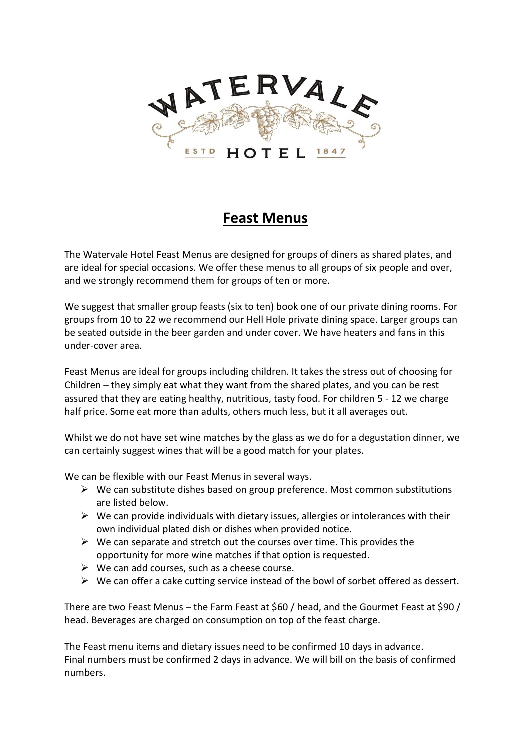# Feast Menus

The Watervale Hotel Feast Menus are designed for groups of diners as shared plates, and are ideal for special occasions. We offer these menus to all groups of six people and over, and we strongly recommend them for groups of ten or more.

We suggest that smaller group feasts (six to ten) book one of our private dining rooms. For groups from 10 to 22 we recommend our Hell Hole private dining space. Larger groups can be seated outside in the beer garden and under cover. We have heaters and fans in this under-cover area.

Feast Menus are ideal for groups including children. It takes the stress out of choosing for Children – they simply eat what they want from the shared plates, and you can be rest assured that they are eating healthy, nutritious, tasty food. For children 5 - 12 we charge half price. Some eat more than adults, others much less, but it all averages out.

Whilst we do not have set wine matches by the glass as we do for a degustation dinner, we can certainly suggest wines that will be a good match for your plates.

We can be flexible with our Feast Menus in several ways.

- We can substitute dishes based on group preference. Most common substitutions are listed below.
- We can provide individuals with dietary issues, allergies or intolerances with their own individual plated dish or dishes when provided notice.
- We can separate and stretch out the courses over time. This provides the opportunity for more wine matches if that option is requested.
- We can add courses, such as a cheese course.
- We can offer a cake cutting service instead of the bowl of sorbet offered as dessert.

There are two Feast Menus – the Farm Feast at $60 / head, and the Gourmet Feast at $90 / head. Beverages are charged on consumption on top of the feast charge.

The Feast menu items and dietary issues need to be confirmed 10 days in advance.
Final numbers must be confirmed 2 days in advance. We will bill on the basis of confirmed numbers.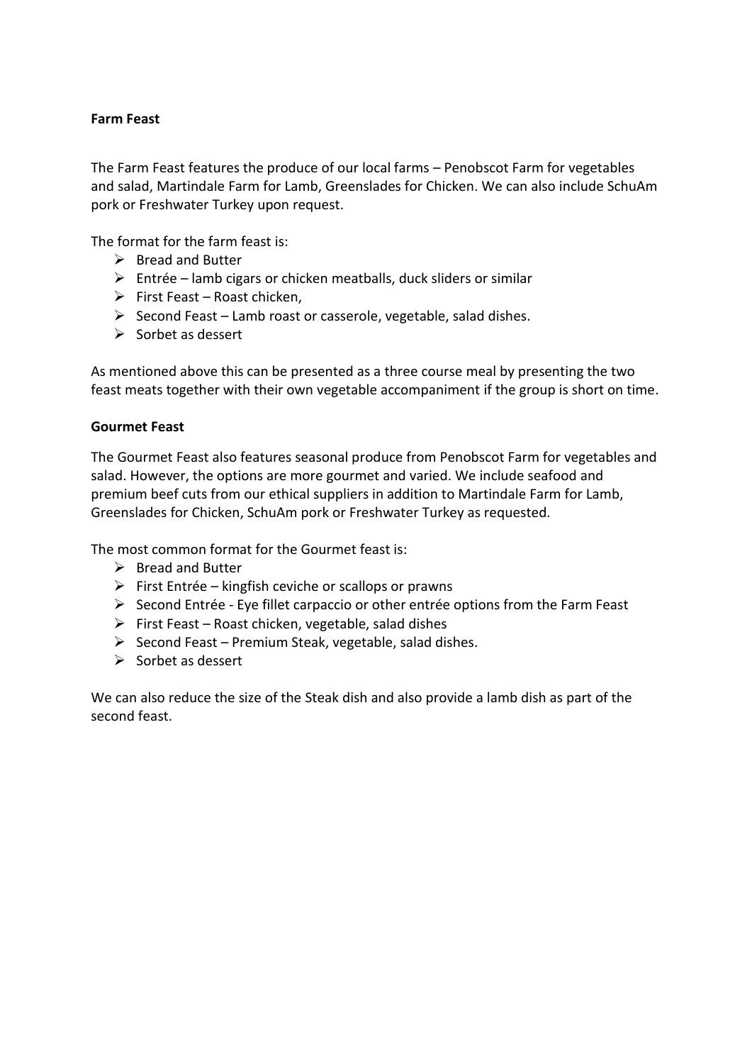**Farm Feast**

The Farm Feast features the produce of our local farms – Penobscot Farm for vegetables and salad, Martindale Farm for Lamb, Greenslades for Chicken. We can also include SchuAm pork or Freshwater Turkey upon request.

The format for the farm feast is:

- Bread and Butter
- Entrée – lamb cigars or chicken meatballs, duck sliders or similar
- First Feast – Roast chicken,
- Second Feast – Lamb roast or casserole, vegetable, salad dishes.
- Sorbet as dessert

As mentioned above this can be presented as a three course meal by presenting the two feast meats together with their own vegetable accompaniment if the group is short on time.

**Gourmet Feast**

The Gourmet Feast also features seasonal produce from Penobscot Farm for vegetables and salad. However, the options are more gourmet and varied. We include seafood and premium beef cuts from our ethical suppliers in addition to Martindale Farm for Lamb, Greenslades for Chicken, SchuAm pork or Freshwater Turkey as requested.

The most common format for the Gourmet feast is:

- Bread and Butter
- First Entrée – kingfish ceviche or scallops or prawns
- Second Entrée - Eye fillet carpaccio or other entrée options from the Farm Feast
- First Feast – Roast chicken, vegetable, salad dishes
- Second Feast – Premium Steak, vegetable, salad dishes.
- Sorbet as dessert

We can also reduce the size of the Steak dish and also provide a lamb dish as part of the second feast.